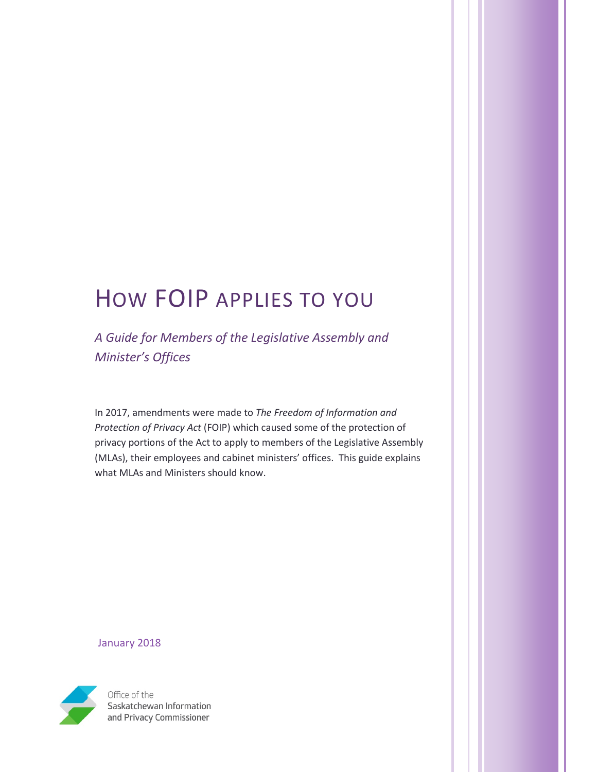# How FOIP applies to you

*A Guide for Members of the Legislative Assembly and Minister's Offices*

In 2017, amendments were made to *The Freedom of Information and Protection of Privacy Act* (FOIP) which caused some of the protection of privacy portions of the Act to apply to members of the Legislative Assembly (MLAs), their employees and cabinet ministers' offices. This guide explains what MLAs and Ministers should know.

January 2018

Office of the
Saskatchewan Information
and Privacy Commissioner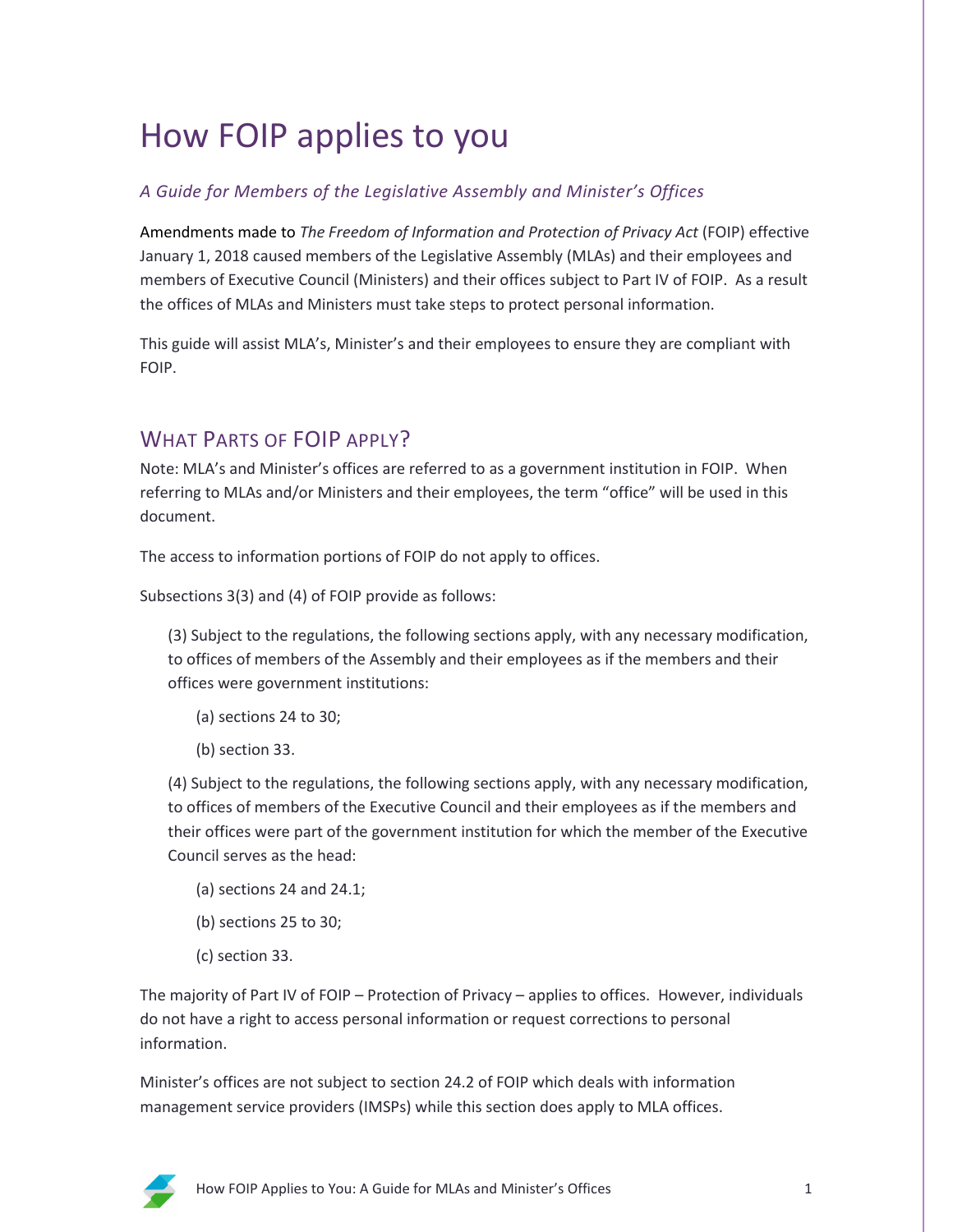# How FOIP applies to you

*A Guide for Members of the Legislative Assembly and Minister's Offices*

Amendments made to *The Freedom of Information and Protection of Privacy Act* (FOIP) effective January 1, 2018 caused members of the Legislative Assembly (MLAs) and their employees and members of Executive Council (Ministers) and their offices subject to Part IV of FOIP. As a result the offices of MLAs and Ministers must take steps to protect personal information.

This guide will assist MLA's, Minister's and their employees to ensure they are compliant with FOIP.

## What Parts of FOIP apply?

Note: MLA's and Minister's offices are referred to as a government institution in FOIP. When referring to MLAs and/or Ministers and their employees, the term "office" will be used in this document.

The access to information portions of FOIP do not apply to offices.

Subsections 3(3) and (4) of FOIP provide as follows:

> (3) Subject to the regulations, the following sections apply, with any necessary modification, to offices of members of the Assembly and their employees as if the members and their offices were government institutions:
>
> (a) sections 24 to 30;
>
> (b) section 33.
>
> (4) Subject to the regulations, the following sections apply, with any necessary modification, to offices of members of the Executive Council and their employees as if the members and their offices were part of the government institution for which the member of the Executive Council serves as the head:
>
> (a) sections 24 and 24.1;
>
> (b) sections 25 to 30;
>
> (c) section 33.

The majority of Part IV of FOIP – Protection of Privacy – applies to offices. However, individuals do not have a right to access personal information or request corrections to personal information.

Minister's offices are not subject to section 24.2 of FOIP which deals with information management service providers (IMSPs) while this section does apply to MLA offices.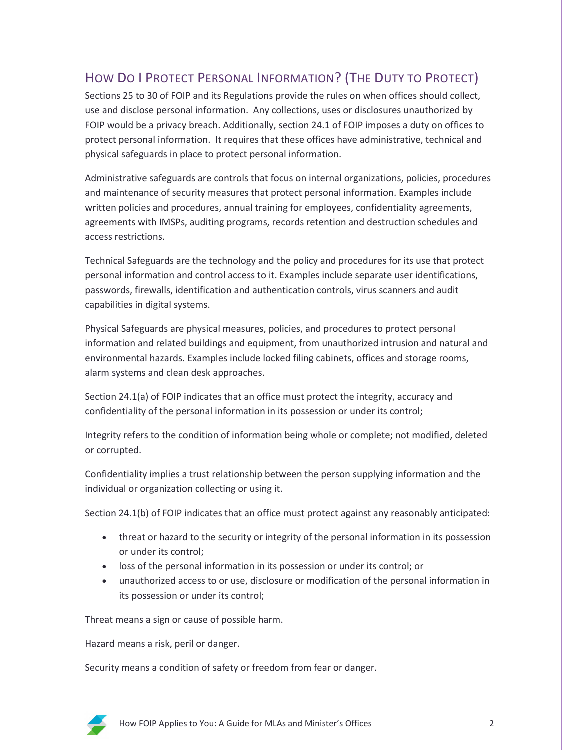## How Do I Protect Personal Information? (The Duty to Protect)

Sections 25 to 30 of FOIP and its Regulations provide the rules on when offices should collect, use and disclose personal information. Any collections, uses or disclosures unauthorized by FOIP would be a privacy breach. Additionally, section 24.1 of FOIP imposes a duty on offices to protect personal information. It requires that these offices have administrative, technical and physical safeguards in place to protect personal information.

Administrative safeguards are controls that focus on internal organizations, policies, procedures and maintenance of security measures that protect personal information. Examples include written policies and procedures, annual training for employees, confidentiality agreements, agreements with IMSPs, auditing programs, records retention and destruction schedules and access restrictions.

Technical Safeguards are the technology and the policy and procedures for its use that protect personal information and control access to it. Examples include separate user identifications, passwords, firewalls, identification and authentication controls, virus scanners and audit capabilities in digital systems.

Physical Safeguards are physical measures, policies, and procedures to protect personal information and related buildings and equipment, from unauthorized intrusion and natural and environmental hazards. Examples include locked filing cabinets, offices and storage rooms, alarm systems and clean desk approaches.

Section 24.1(a) of FOIP indicates that an office must protect the integrity, accuracy and confidentiality of the personal information in its possession or under its control;

Integrity refers to the condition of information being whole or complete; not modified, deleted or corrupted.

Confidentiality implies a trust relationship between the person supplying information and the individual or organization collecting or using it.

Section 24.1(b) of FOIP indicates that an office must protect against any reasonably anticipated:

- threat or hazard to the security or integrity of the personal information in its possession or under its control;
- loss of the personal information in its possession or under its control; or
- unauthorized access to or use, disclosure or modification of the personal information in its possession or under its control;

Threat means a sign or cause of possible harm.

Hazard means a risk, peril or danger.

Security means a condition of safety or freedom from fear or danger.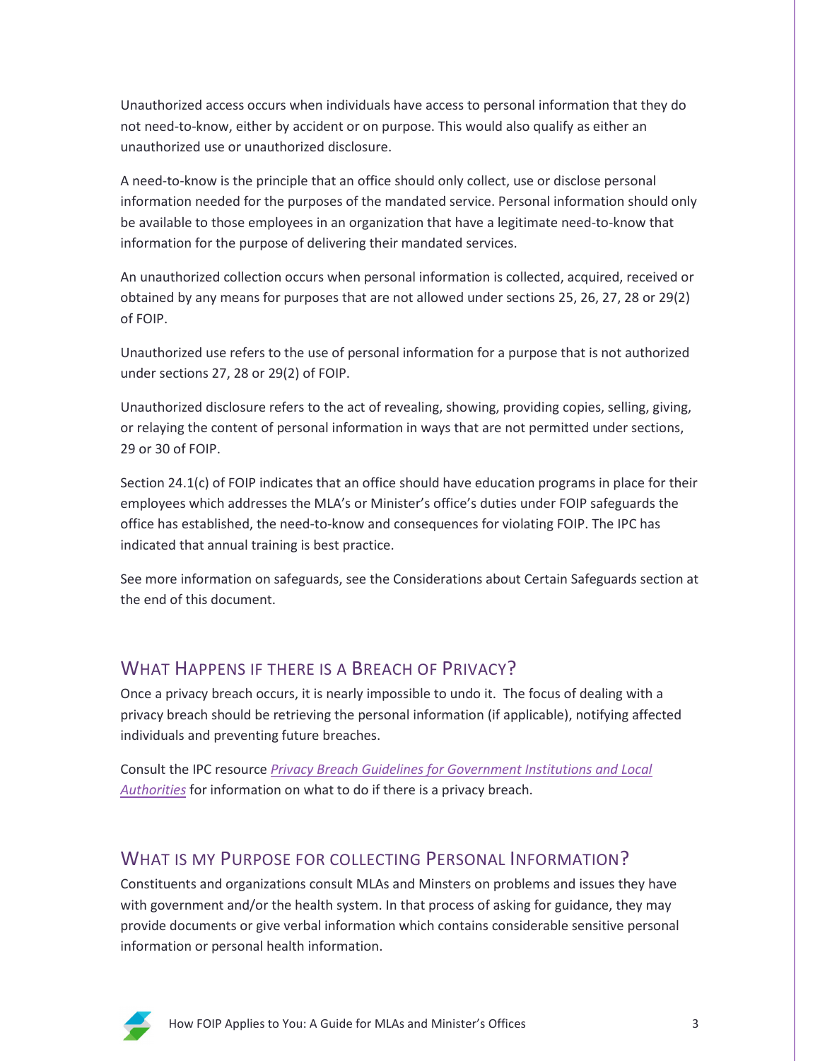Unauthorized access occurs when individuals have access to personal information that they do not need-to-know, either by accident or on purpose. This would also qualify as either an unauthorized use or unauthorized disclosure.

A need-to-know is the principle that an office should only collect, use or disclose personal information needed for the purposes of the mandated service. Personal information should only be available to those employees in an organization that have a legitimate need-to-know that information for the purpose of delivering their mandated services.

An unauthorized collection occurs when personal information is collected, acquired, received or obtained by any means for purposes that are not allowed under sections 25, 26, 27, 28 or 29(2) of FOIP.

Unauthorized use refers to the use of personal information for a purpose that is not authorized under sections 27, 28 or 29(2) of FOIP.

Unauthorized disclosure refers to the act of revealing, showing, providing copies, selling, giving, or relaying the content of personal information in ways that are not permitted under sections, 29 or 30 of FOIP.

Section 24.1(c) of FOIP indicates that an office should have education programs in place for their employees which addresses the MLA's or Minister's office's duties under FOIP safeguards the office has established, the need-to-know and consequences for violating FOIP. The IPC has indicated that annual training is best practice.

See more information on safeguards, see the Considerations about Certain Safeguards section at the end of this document.

## What Happens if there is a Breach of Privacy?

Once a privacy breach occurs, it is nearly impossible to undo it. The focus of dealing with a privacy breach should be retrieving the personal information (if applicable), notifying affected individuals and preventing future breaches.

Consult the IPC resource *Privacy Breach Guidelines for Government Institutions and Local Authorities* for information on what to do if there is a privacy breach.

## What is my Purpose for collecting Personal Information?

Constituents and organizations consult MLAs and Minsters on problems and issues they have with government and/or the health system. In that process of asking for guidance, they may provide documents or give verbal information which contains considerable sensitive personal information or personal health information.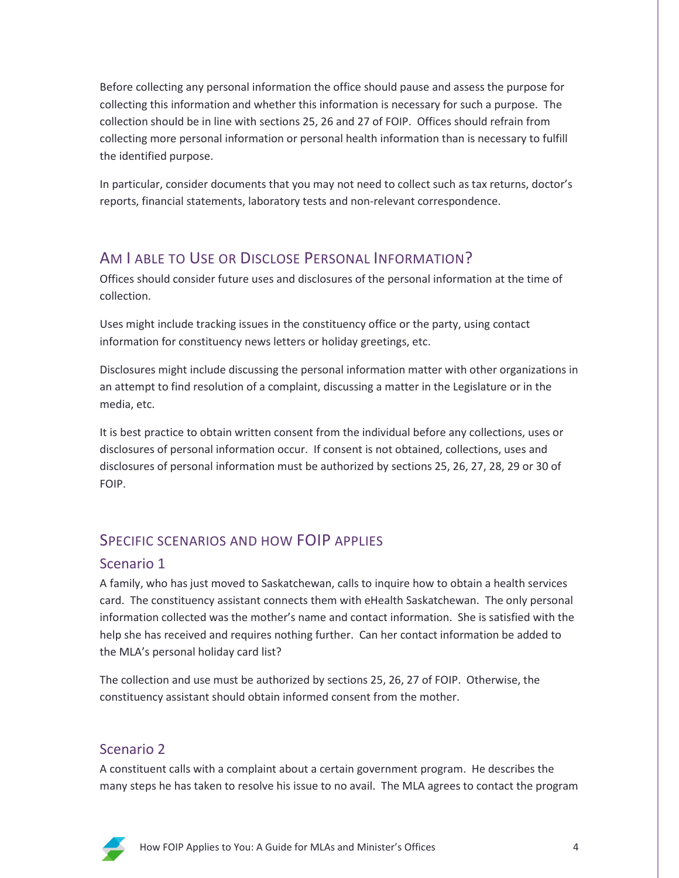Before collecting any personal information the office should pause and assess the purpose for collecting this information and whether this information is necessary for such a purpose. The collection should be in line with sections 25, 26 and 27 of FOIP. Offices should refrain from collecting more personal information or personal health information than is necessary to fulfill the identified purpose.

In particular, consider documents that you may not need to collect such as tax returns, doctor's reports, financial statements, laboratory tests and non-relevant correspondence.

## Am I Able to Use or Disclose Personal Information?

Offices should consider future uses and disclosures of the personal information at the time of collection.

Uses might include tracking issues in the constituency office or the party, using contact information for constituency news letters or holiday greetings, etc.

Disclosures might include discussing the personal information matter with other organizations in an attempt to find resolution of a complaint, discussing a matter in the Legislature or in the media, etc.

It is best practice to obtain written consent from the individual before any collections, uses or disclosures of personal information occur. If consent is not obtained, collections, uses and disclosures of personal information must be authorized by sections 25, 26, 27, 28, 29 or 30 of FOIP.

## Specific Scenarios and How FOIP Applies

### Scenario 1

A family, who has just moved to Saskatchewan, calls to inquire how to obtain a health services card. The constituency assistant connects them with eHealth Saskatchewan. The only personal information collected was the mother's name and contact information. She is satisfied with the help she has received and requires nothing further. Can her contact information be added to the MLA's personal holiday card list?

The collection and use must be authorized by sections 25, 26, 27 of FOIP. Otherwise, the constituency assistant should obtain informed consent from the mother.

### Scenario 2

A constituent calls with a complaint about a certain government program. He describes the many steps he has taken to resolve his issue to no avail. The MLA agrees to contact the program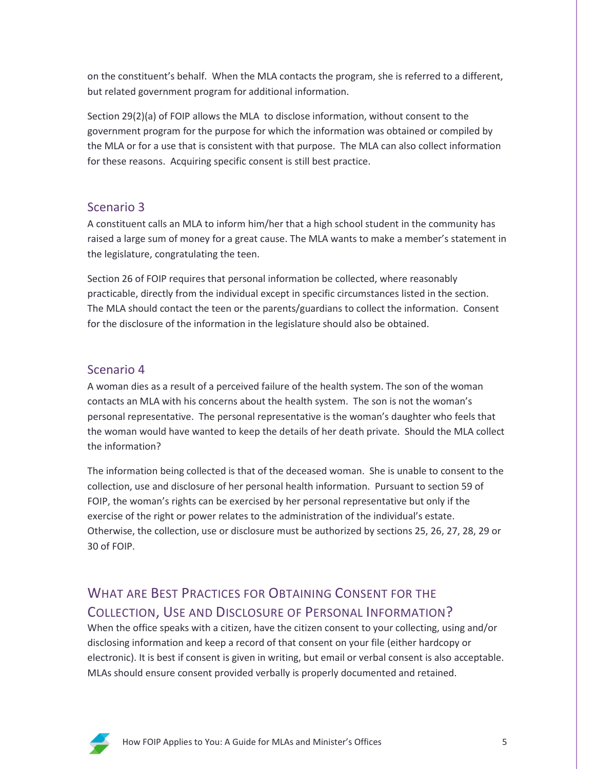on the constituent's behalf. When the MLA contacts the program, she is referred to a different, but related government program for additional information.

Section 29(2)(a) of FOIP allows the MLA to disclose information, without consent to the government program for the purpose for which the information was obtained or compiled by the MLA or for a use that is consistent with that purpose. The MLA can also collect information for these reasons. Acquiring specific consent is still best practice.

### Scenario 3

A constituent calls an MLA to inform him/her that a high school student in the community has raised a large sum of money for a great cause. The MLA wants to make a member's statement in the legislature, congratulating the teen.

Section 26 of FOIP requires that personal information be collected, where reasonably practicable, directly from the individual except in specific circumstances listed in the section. The MLA should contact the teen or the parents/guardians to collect the information. Consent for the disclosure of the information in the legislature should also be obtained.

### Scenario 4

A woman dies as a result of a perceived failure of the health system. The son of the woman contacts an MLA with his concerns about the health system. The son is not the woman's personal representative. The personal representative is the woman's daughter who feels that the woman would have wanted to keep the details of her death private. Should the MLA collect the information?

The information being collected is that of the deceased woman. She is unable to consent to the collection, use and disclosure of her personal health information. Pursuant to section 59 of FOIP, the woman's rights can be exercised by her personal representative but only if the exercise of the right or power relates to the administration of the individual's estate. Otherwise, the collection, use or disclosure must be authorized by sections 25, 26, 27, 28, 29 or 30 of FOIP.

## What are Best Practices for Obtaining Consent for the Collection, Use and Disclosure of Personal Information?

When the office speaks with a citizen, have the citizen consent to your collecting, using and/or disclosing information and keep a record of that consent on your file (either hardcopy or electronic). It is best if consent is given in writing, but email or verbal consent is also acceptable. MLAs should ensure consent provided verbally is properly documented and retained.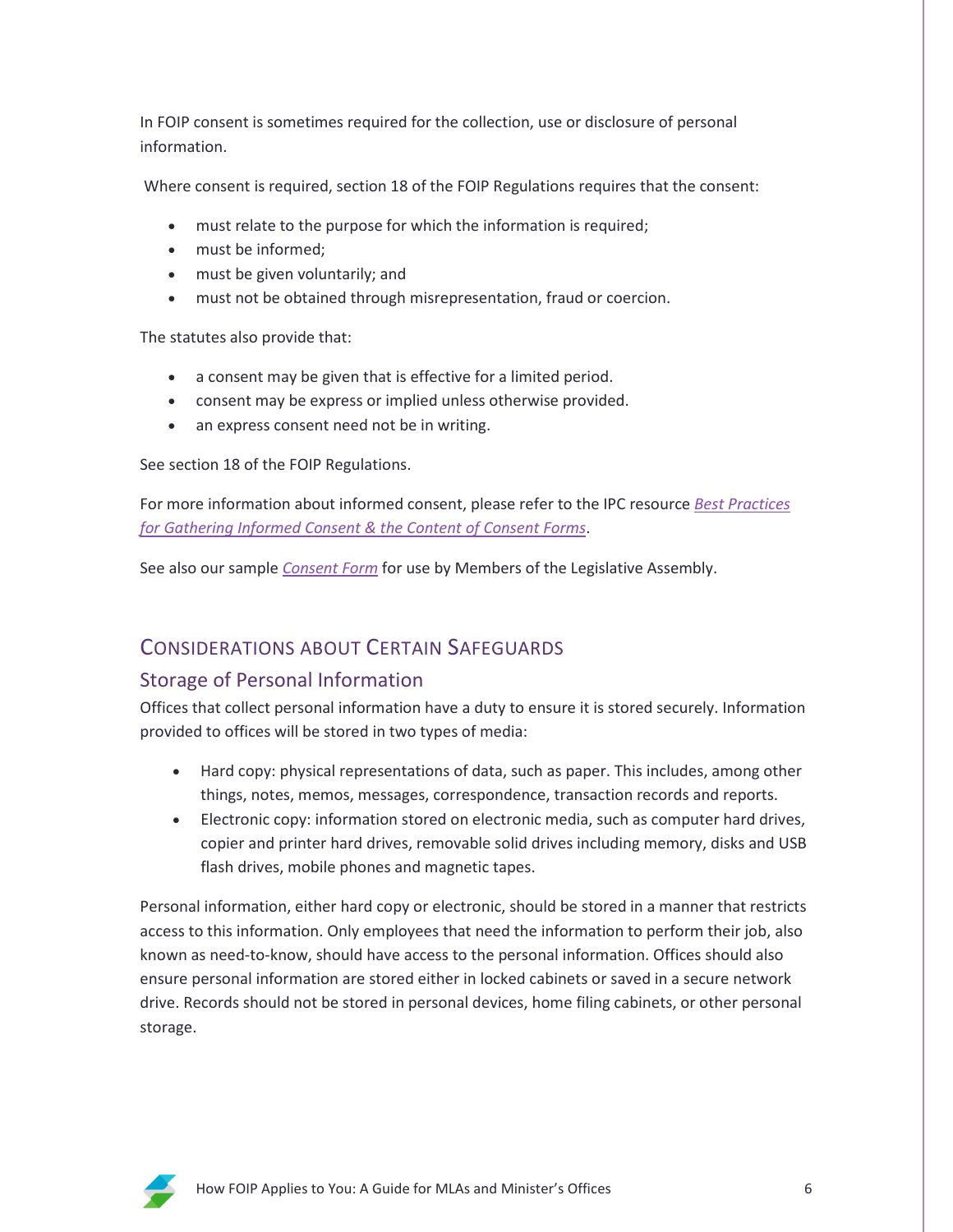In FOIP consent is sometimes required for the collection, use or disclosure of personal information.

Where consent is required, section 18 of the FOIP Regulations requires that the consent:

- must relate to the purpose for which the information is required;
- must be informed;
- must be given voluntarily; and
- must not be obtained through misrepresentation, fraud or coercion.

The statutes also provide that:

- a consent may be given that is effective for a limited period.
- consent may be express or implied unless otherwise provided.
- an express consent need not be in writing.

See section 18 of the FOIP Regulations.

For more information about informed consent, please refer to the IPC resource *Best Practices for Gathering Informed Consent & the Content of Consent Forms*.

See also our sample *Consent Form* for use by Members of the Legislative Assembly.

## Considerations about Certain Safeguards

### Storage of Personal Information

Offices that collect personal information have a duty to ensure it is stored securely. Information provided to offices will be stored in two types of media:

- Hard copy: physical representations of data, such as paper. This includes, among other things, notes, memos, messages, correspondence, transaction records and reports.
- Electronic copy: information stored on electronic media, such as computer hard drives, copier and printer hard drives, removable solid drives including memory, disks and USB flash drives, mobile phones and magnetic tapes.

Personal information, either hard copy or electronic, should be stored in a manner that restricts access to this information. Only employees that need the information to perform their job, also known as need-to-know, should have access to the personal information. Offices should also ensure personal information are stored either in locked cabinets or saved in a secure network drive. Records should not be stored in personal devices, home filing cabinets, or other personal storage.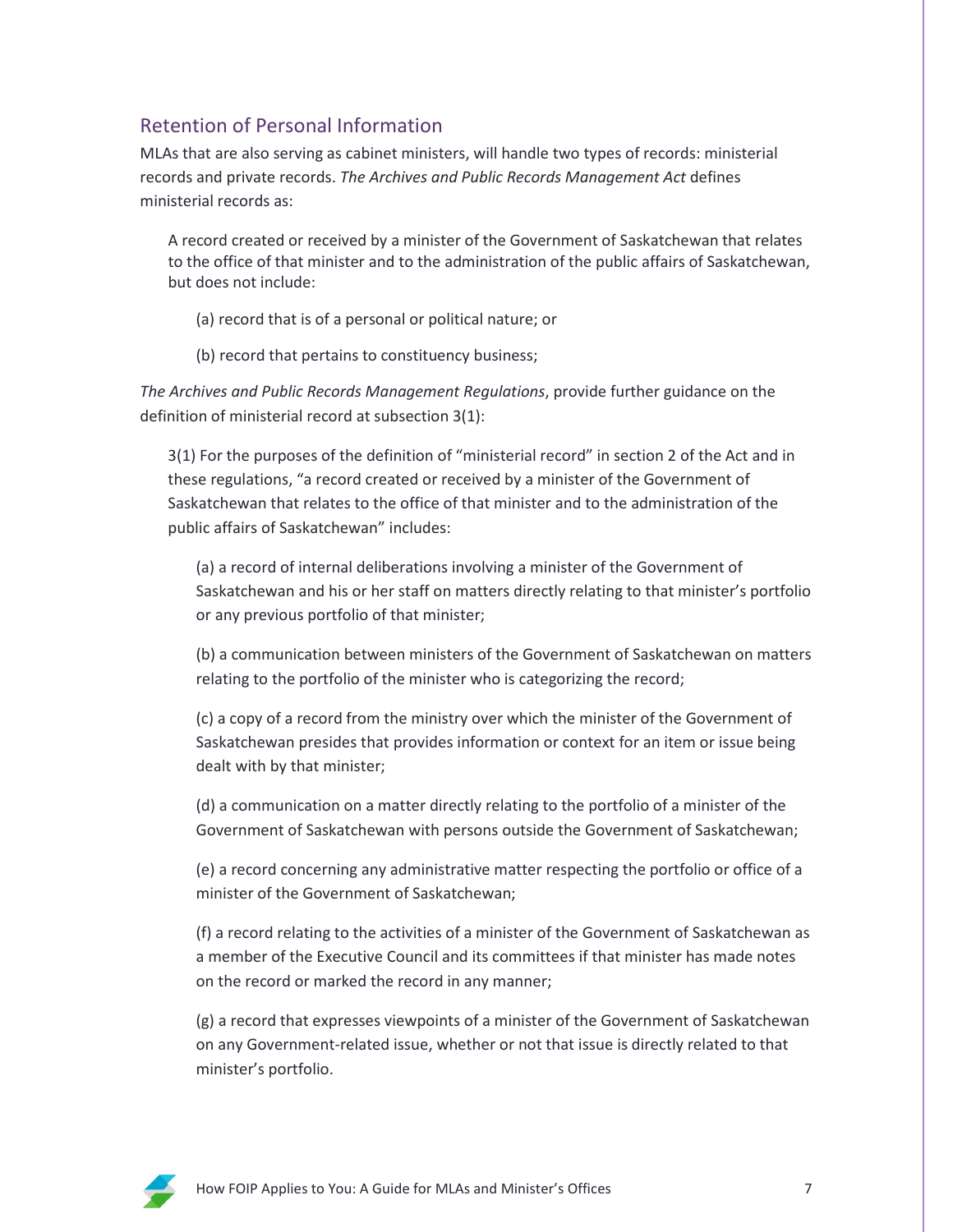## Retention of Personal Information

MLAs that are also serving as cabinet ministers, will handle two types of records: ministerial records and private records. *The Archives and Public Records Management Act* defines ministerial records as:

> A record created or received by a minister of the Government of Saskatchewan that relates to the office of that minister and to the administration of the public affairs of Saskatchewan, but does not include:
>
> (a) record that is of a personal or political nature; or
>
> (b) record that pertains to constituency business;

*The Archives and Public Records Management Regulations*, provide further guidance on the definition of ministerial record at subsection 3(1):

> 3(1) For the purposes of the definition of "ministerial record" in section 2 of the Act and in these regulations, "a record created or received by a minister of the Government of Saskatchewan that relates to the office of that minister and to the administration of the public affairs of Saskatchewan" includes:
>
> (a) a record of internal deliberations involving a minister of the Government of Saskatchewan and his or her staff on matters directly relating to that minister's portfolio or any previous portfolio of that minister;
>
> (b) a communication between ministers of the Government of Saskatchewan on matters relating to the portfolio of the minister who is categorizing the record;
>
> (c) a copy of a record from the ministry over which the minister of the Government of Saskatchewan presides that provides information or context for an item or issue being dealt with by that minister;
>
> (d) a communication on a matter directly relating to the portfolio of a minister of the Government of Saskatchewan with persons outside the Government of Saskatchewan;
>
> (e) a record concerning any administrative matter respecting the portfolio or office of a minister of the Government of Saskatchewan;
>
> (f) a record relating to the activities of a minister of the Government of Saskatchewan as a member of the Executive Council and its committees if that minister has made notes on the record or marked the record in any manner;
>
> (g) a record that expresses viewpoints of a minister of the Government of Saskatchewan on any Government-related issue, whether or not that issue is directly related to that minister's portfolio.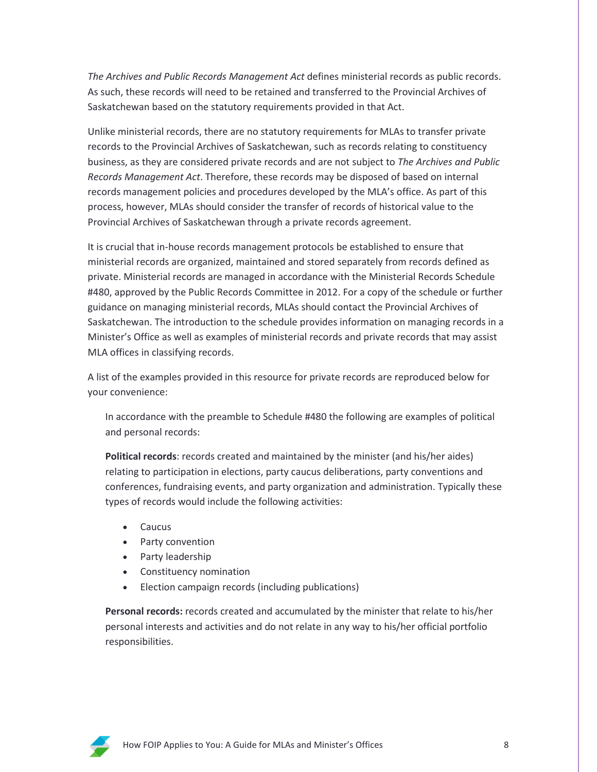*The Archives and Public Records Management Act* defines ministerial records as public records. As such, these records will need to be retained and transferred to the Provincial Archives of Saskatchewan based on the statutory requirements provided in that Act.

Unlike ministerial records, there are no statutory requirements for MLAs to transfer private records to the Provincial Archives of Saskatchewan, such as records relating to constituency business, as they are considered private records and are not subject to *The Archives and Public Records Management Act*. Therefore, these records may be disposed of based on internal records management policies and procedures developed by the MLA's office. As part of this process, however, MLAs should consider the transfer of records of historical value to the Provincial Archives of Saskatchewan through a private records agreement.

It is crucial that in-house records management protocols be established to ensure that ministerial records are organized, maintained and stored separately from records defined as private. Ministerial records are managed in accordance with the Ministerial Records Schedule #480, approved by the Public Records Committee in 2012. For a copy of the schedule or further guidance on managing ministerial records, MLAs should contact the Provincial Archives of Saskatchewan. The introduction to the schedule provides information on managing records in a Minister's Office as well as examples of ministerial records and private records that may assist MLA offices in classifying records.

A list of the examples provided in this resource for private records are reproduced below for your convenience:

> In accordance with the preamble to Schedule #480 the following are examples of political and personal records:
>
> **Political records**: records created and maintained by the minister (and his/her aides) relating to participation in elections, party caucus deliberations, party conventions and conferences, fundraising events, and party organization and administration. Typically these types of records would include the following activities:
>
> - Caucus
> - Party convention
> - Party leadership
> - Constituency nomination
> - Election campaign records (including publications)
>
> **Personal records:** records created and accumulated by the minister that relate to his/her personal interests and activities and do not relate in any way to his/her official portfolio responsibilities.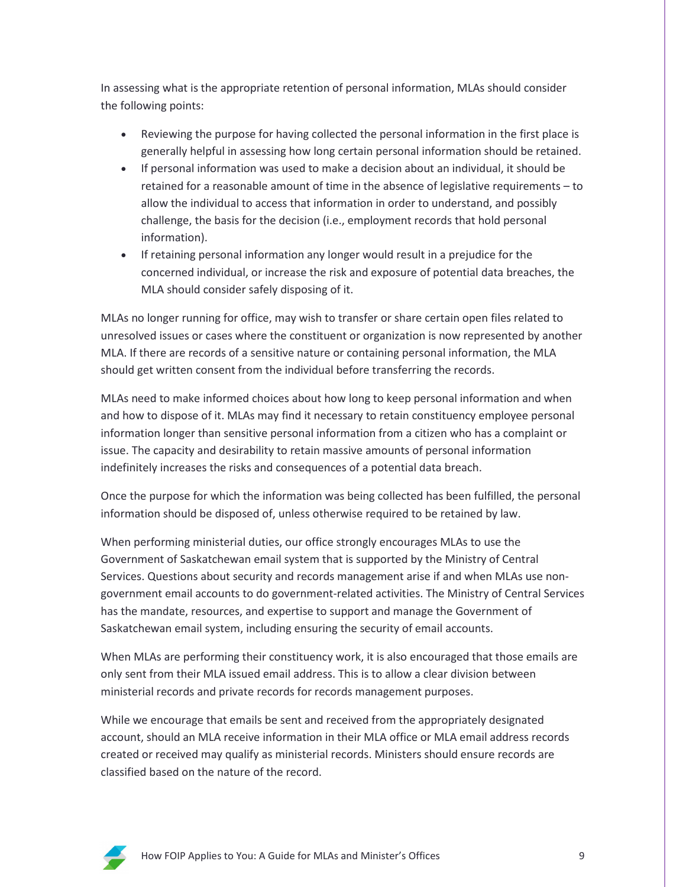In assessing what is the appropriate retention of personal information, MLAs should consider the following points:

- Reviewing the purpose for having collected the personal information in the first place is generally helpful in assessing how long certain personal information should be retained.
- If personal information was used to make a decision about an individual, it should be retained for a reasonable amount of time in the absence of legislative requirements – to allow the individual to access that information in order to understand, and possibly challenge, the basis for the decision (i.e., employment records that hold personal information).
- If retaining personal information any longer would result in a prejudice for the concerned individual, or increase the risk and exposure of potential data breaches, the MLA should consider safely disposing of it.

MLAs no longer running for office, may wish to transfer or share certain open files related to unresolved issues or cases where the constituent or organization is now represented by another MLA. If there are records of a sensitive nature or containing personal information, the MLA should get written consent from the individual before transferring the records.

MLAs need to make informed choices about how long to keep personal information and when and how to dispose of it. MLAs may find it necessary to retain constituency employee personal information longer than sensitive personal information from a citizen who has a complaint or issue. The capacity and desirability to retain massive amounts of personal information indefinitely increases the risks and consequences of a potential data breach.

Once the purpose for which the information was being collected has been fulfilled, the personal information should be disposed of, unless otherwise required to be retained by law.

When performing ministerial duties, our office strongly encourages MLAs to use the Government of Saskatchewan email system that is supported by the Ministry of Central Services. Questions about security and records management arise if and when MLAs use non-government email accounts to do government-related activities. The Ministry of Central Services has the mandate, resources, and expertise to support and manage the Government of Saskatchewan email system, including ensuring the security of email accounts.

When MLAs are performing their constituency work, it is also encouraged that those emails are only sent from their MLA issued email address. This is to allow a clear division between ministerial records and private records for records management purposes.

While we encourage that emails be sent and received from the appropriately designated account, should an MLA receive information in their MLA office or MLA email address records created or received may qualify as ministerial records. Ministers should ensure records are classified based on the nature of the record.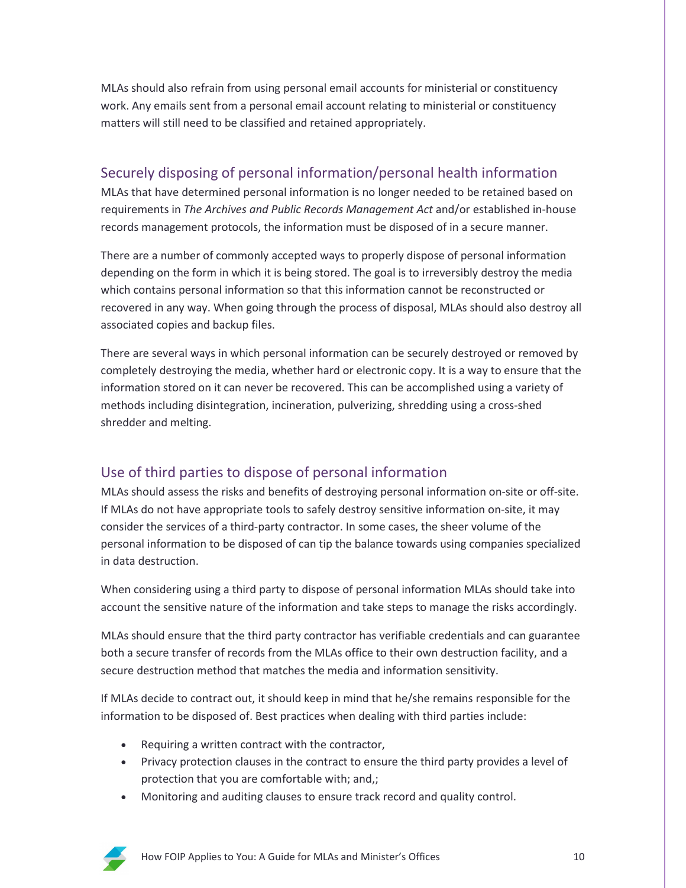MLAs should also refrain from using personal email accounts for ministerial or constituency work. Any emails sent from a personal email account relating to ministerial or constituency matters will still need to be classified and retained appropriately.

## Securely disposing of personal information/personal health information

MLAs that have determined personal information is no longer needed to be retained based on requirements in *The Archives and Public Records Management Act* and/or established in-house records management protocols, the information must be disposed of in a secure manner.

There are a number of commonly accepted ways to properly dispose of personal information depending on the form in which it is being stored. The goal is to irreversibly destroy the media which contains personal information so that this information cannot be reconstructed or recovered in any way. When going through the process of disposal, MLAs should also destroy all associated copies and backup files.

There are several ways in which personal information can be securely destroyed or removed by completely destroying the media, whether hard or electronic copy. It is a way to ensure that the information stored on it can never be recovered. This can be accomplished using a variety of methods including disintegration, incineration, pulverizing, shredding using a cross-shed shredder and melting.

## Use of third parties to dispose of personal information

MLAs should assess the risks and benefits of destroying personal information on-site or off-site. If MLAs do not have appropriate tools to safely destroy sensitive information on-site, it may consider the services of a third-party contractor. In some cases, the sheer volume of the personal information to be disposed of can tip the balance towards using companies specialized in data destruction.

When considering using a third party to dispose of personal information MLAs should take into account the sensitive nature of the information and take steps to manage the risks accordingly.

MLAs should ensure that the third party contractor has verifiable credentials and can guarantee both a secure transfer of records from the MLAs office to their own destruction facility, and a secure destruction method that matches the media and information sensitivity.

If MLAs decide to contract out, it should keep in mind that he/she remains responsible for the information to be disposed of. Best practices when dealing with third parties include:

- Requiring a written contract with the contractor,
- Privacy protection clauses in the contract to ensure the third party provides a level of protection that you are comfortable with; and,;
- Monitoring and auditing clauses to ensure track record and quality control.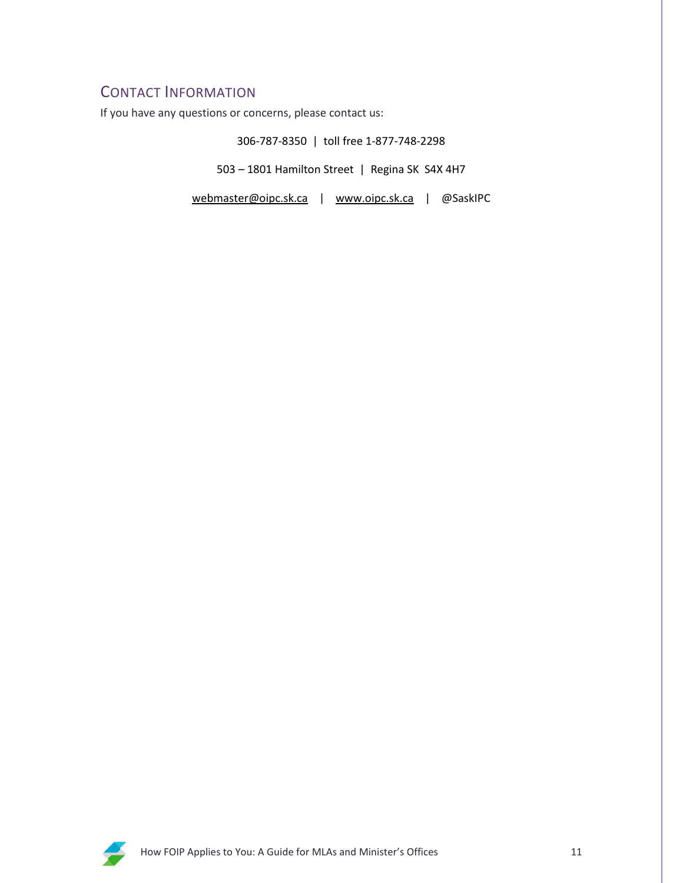## Contact Information

If you have any questions or concerns, please contact us:

306-787-8350 | toll free 1-877-748-2298

503 – 1801 Hamilton Street | Regina SK S4X 4H7

webmaster@oipc.sk.ca | www.oipc.sk.ca | @SaskIPC